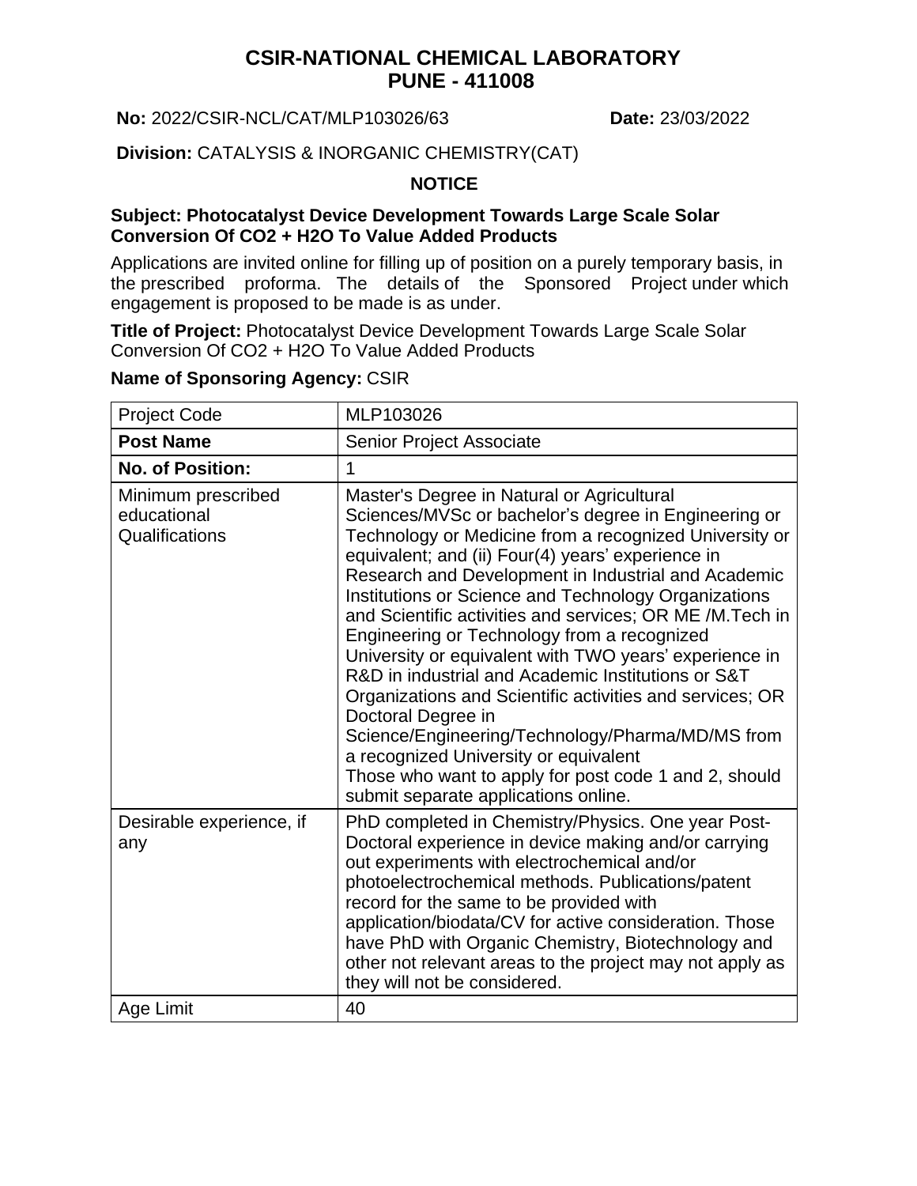# CSIR-NATIONAL CHEMICAL LABORATORY
# PUNE - 411008

**No:** 2022/CSIR-NCL/CAT/MLP103026/63 **Date:** 23/03/2022

**Division:** CATALYSIS & INORGANIC CHEMISTRY(CAT)

## NOTICE

**Subject: Photocatalyst Device Development Towards Large Scale Solar Conversion Of $CO_2$ + $H_2O$ To Value Added Products**

Applications are invited online for filling up of position on a purely temporary basis, in the prescribed proforma. The details of the Sponsored Project under which engagement is proposed to be made is as under.

**Title of Project:** Photocatalyst Device Development Towards Large Scale Solar Conversion Of $CO_2$ + $H_2O$ To Value Added Products

**Name of Sponsoring Agency:** CSIR

| Project Code | MLP103026 |
|---|---|
| **Post Name** | Senior Project Associate |
| **No. of Position:** | 1 |
| Minimum prescribed educational Qualifications | Master's Degree in Natural or Agricultural Sciences/MVSc or bachelor's degree in Engineering or Technology or Medicine from a recognized University or equivalent; and (ii) Four(4) years' experience in Research and Development in Industrial and Academic Institutions or Science and Technology Organizations and Scientific activities and services; OR ME /M.Tech in Engineering or Technology from a recognized University or equivalent with TWO years' experience in R&D in industrial and Academic Institutions or S&T Organizations and Scientific activities and services; OR Doctoral Degree in Science/Engineering/Technology/Pharma/MD/MS from a recognized University or equivalent<br>Those who want to apply for post code 1 and 2, should submit separate applications online. |
| Desirable experience, if any | PhD completed in Chemistry/Physics. One year Post-Doctoral experience in device making and/or carrying out experiments with electrochemical and/or photoelectrochemical methods. Publications/patent record for the same to be provided with application/biodata/CV for active consideration. Those have PhD with Organic Chemistry, Biotechnology and other not relevant areas to the project may not apply as they will not be considered. |
| Age Limit | 40 |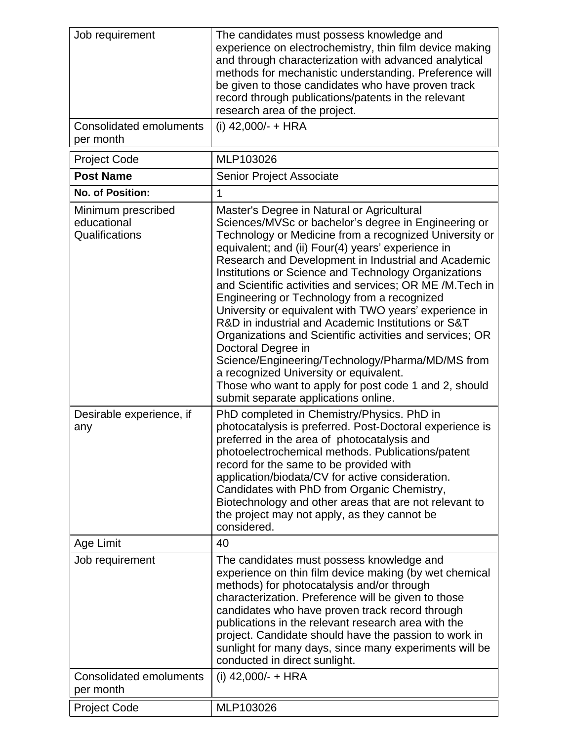| Job requirement | The candidates must possess knowledge and experience on electrochemistry, thin film device making and through characterization with advanced analytical methods for mechanistic understanding. Preference will be given to those candidates who have proven track record through publications/patents in the relevant research area of the project. |
|---|---|
| Consolidated emoluments per month | (i) 42,000/- + HRA |

| Project Code | MLP103026 |
|---|---|
| **Post Name** | Senior Project Associate |
| **No. of Position:** | 1 |
| Minimum prescribed educational Qualifications | Master's Degree in Natural or Agricultural Sciences/MVSc or bachelor's degree in Engineering or Technology or Medicine from a recognized University or equivalent; and (ii) Four(4) years' experience in Research and Development in Industrial and Academic Institutions or Science and Technology Organizations and Scientific activities and services; OR ME /M.Tech in Engineering or Technology from a recognized University or equivalent with TWO years' experience in R&D in industrial and Academic Institutions or S&T Organizations and Scientific activities and services; OR Doctoral Degree in Science/Engineering/Technology/Pharma/MD/MS from a recognized University or equivalent.<br>Those who want to apply for post code 1 and 2, should submit separate applications online. |
| Desirable experience, if any | PhD completed in Chemistry/Physics. PhD in photocatalysis is preferred. Post-Doctoral experience is preferred in the area of photocatalysis and photoelectrochemical methods. Publications/patent record for the same to be provided with application/biodata/CV for active consideration. Candidates with PhD from Organic Chemistry, Biotechnology and other areas that are not relevant to the project may not apply, as they cannot be considered. |
| Age Limit | 40 |
| Job requirement | The candidates must possess knowledge and experience on thin film device making (by wet chemical methods) for photocatalysis and/or through characterization. Preference will be given to those candidates who have proven track record through publications in the relevant research area with the project. Candidate should have the passion to work in sunlight for many days, since many experiments will be conducted in direct sunlight. |
| Consolidated emoluments per month | (i) 42,000/- + HRA |

| Project Code | MLP103026 |
|---|---|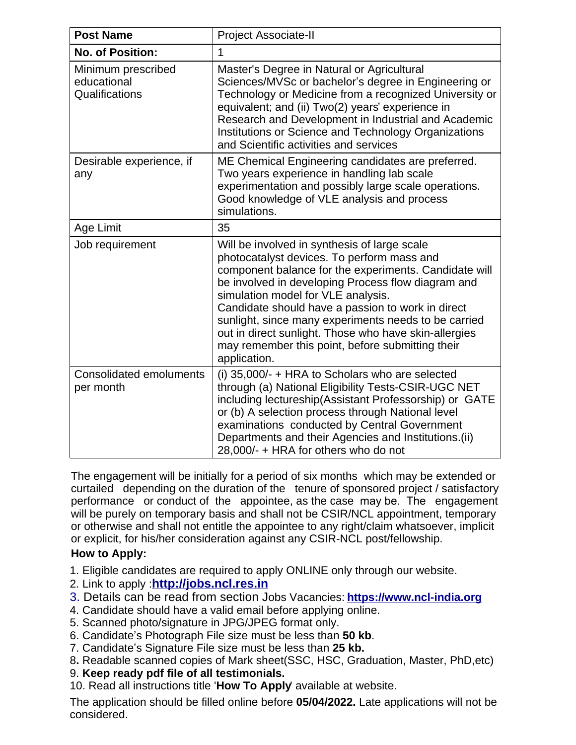| **Post Name** | Project Associate-II |
|---|---|
| **No. of Position:** | 1 |
| Minimum prescribed educational Qualifications | Master's Degree in Natural or Agricultural Sciences/MVSc or bachelor's degree in Engineering or Technology or Medicine from a recognized University or equivalent; and (ii) Two(2) years' experience in Research and Development in Industrial and Academic Institutions or Science and Technology Organizations and Scientific activities and services |
| Desirable experience, if any | ME Chemical Engineering candidates are preferred. Two years experience in handling lab scale experimentation and possibly large scale operations. Good knowledge of VLE analysis and process simulations. |
| Age Limit | 35 |
| Job requirement | Will be involved in synthesis of large scale photocatalyst devices. To perform mass and component balance for the experiments. Candidate will be involved in developing Process flow diagram and simulation model for VLE analysis. Candidate should have a passion to work in direct sunlight, since many experiments needs to be carried out in direct sunlight. Those who have skin-allergies may remember this point, before submitting their application. |
| Consolidated emoluments per month | (i) 35,000/- + HRA to Scholars who are selected through (a) National Eligibility Tests-CSIR-UGC NET including lectureship(Assistant Professorship) or GATE or (b) A selection process through National level examinations conducted by Central Government Departments and their Agencies and Institutions.(ii) 28,000/- + HRA for others who do not |

The engagement will be initially for a period of six months which may be extended or curtailed depending on the duration of the tenure of sponsored project / satisfactory performance or conduct of the appointee, as the case may be. The engagement will be purely on temporary basis and shall not be CSIR/NCL appointment, temporary or otherwise and shall not entitle the appointee to any right/claim whatsoever, implicit or explicit, for his/her consideration against any CSIR-NCL post/fellowship.

**How to Apply:**

1. Eligible candidates are required to apply ONLINE only through our website.
2. Link to apply :**http://jobs.ncl.res.in**
3. Details can be read from section Jobs Vacancies: **https://www.ncl-india.org**
4. Candidate should have a valid email before applying online.
5. Scanned photo/signature in JPG/JPEG format only.
6. Candidate's Photograph File size must be less than **50 kb**.
7. Candidate's Signature File size must be less than **25 kb.**
8. Readable scanned copies of Mark sheet(SSC, HSC, Graduation, Master, PhD,etc)
9. **Keep ready pdf file of all testimonials.**
10. Read all instructions title '**How To Apply**' available at website.

The application should be filled online before **05/04/2022.** Late applications will not be considered.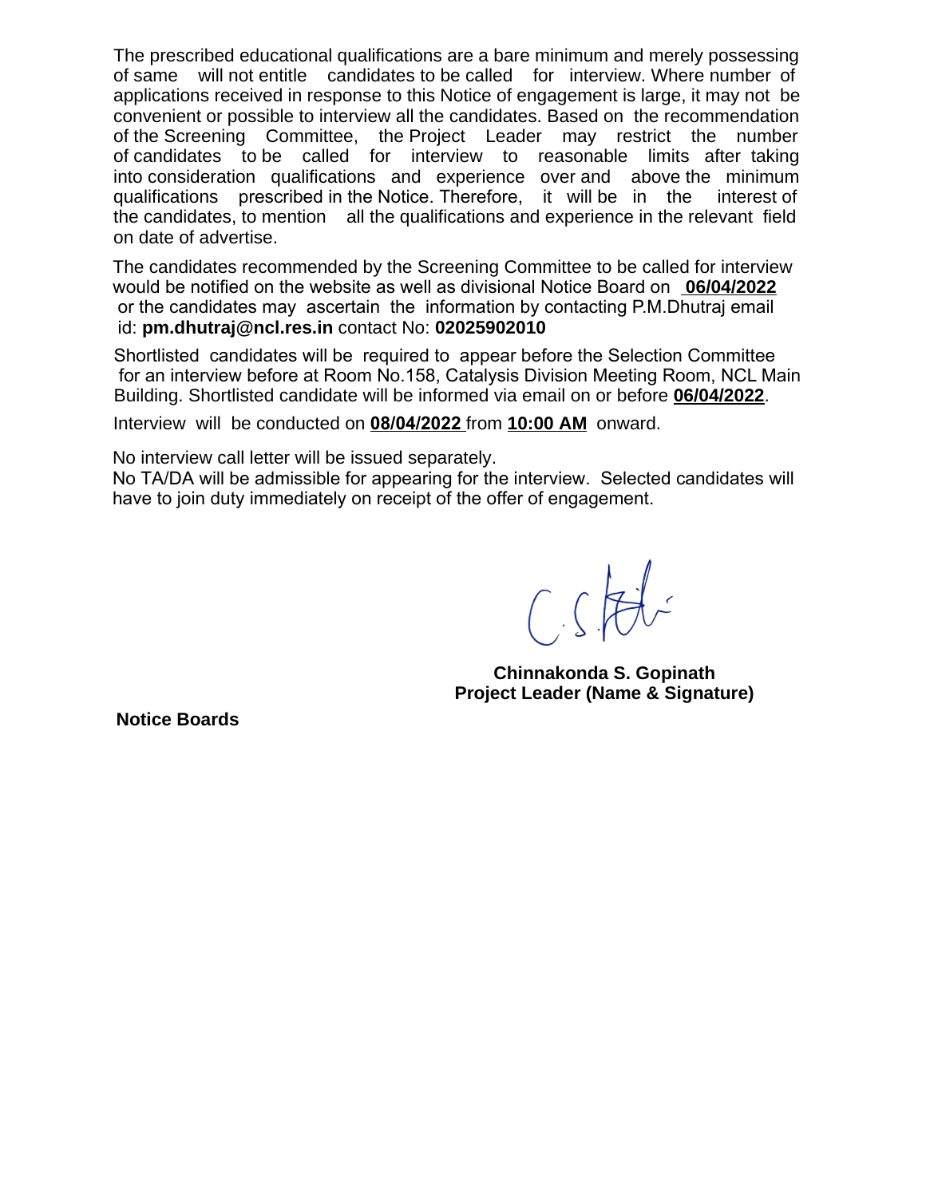The prescribed educational qualifications are a bare minimum and merely possessing of same will not entitle candidates to be called for interview. Where number of applications received in response to this Notice of engagement is large, it may not be convenient or possible to interview all the candidates. Based on the recommendation of the Screening Committee, the Project Leader may restrict the number of candidates to be called for interview to reasonable limits after taking into consideration qualifications and experience over and above the minimum qualifications prescribed in the Notice. Therefore, it will be in the interest of the candidates, to mention all the qualifications and experience in the relevant field on date of advertise.

The candidates recommended by the Screening Committee to be called for interview would be notified on the website as well as divisional Notice Board on **06/04/2022** or the candidates may ascertain the information by contacting P.M.Dhutraj email id: **pm.dhutraj@ncl.res.in** contact No: **02025902010**

Shortlisted candidates will be required to appear before the Selection Committee for an interview before at Room No.158, Catalysis Division Meeting Room, NCL Main Building. Shortlisted candidate will be informed via email on or before **06/04/2022**.

Interview will be conducted on **08/04/2022** from **10:00 AM** onward.

No interview call letter will be issued separately.
No TA/DA will be admissible for appearing for the interview. Selected candidates will have to join duty immediately on receipt of the offer of engagement.

**Chinnakonda S. Gopinath**
**Project Leader (Name & Signature)**

**Notice Boards**